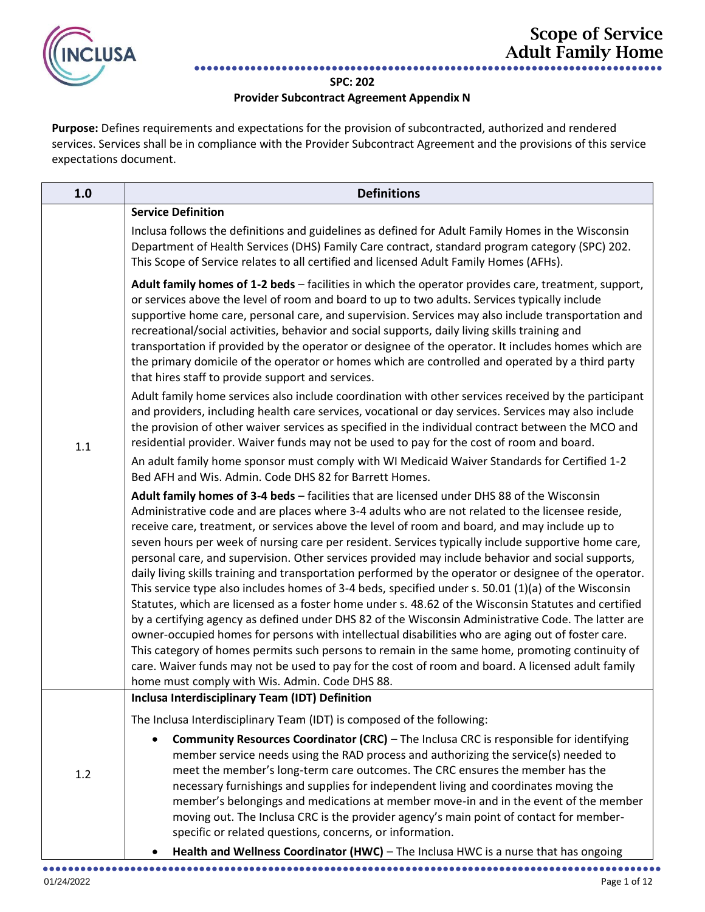# Scope of Service
# Adult Family Home

**SPC: 202**

**Provider Subcontract Agreement Appendix N**

**Purpose:** Defines requirements and expectations for the provision of subcontracted, authorized and rendered services. Services shall be in compliance with the Provider Subcontract Agreement and the provisions of this service expectations document.

| 1.0 | Definitions |
|---|---|
| 1.1 | **Service Definition**<br><br>Inclusa follows the definitions and guidelines as defined for Adult Family Homes in the Wisconsin Department of Health Services (DHS) Family Care contract, standard program category (SPC) 202. This Scope of Service relates to all certified and licensed Adult Family Homes (AFHs).<br><br>**Adult family homes of 1-2 beds** – facilities in which the operator provides care, treatment, support, or services above the level of room and board to up to two adults. Services typically include supportive home care, personal care, and supervision. Services may also include transportation and recreational/social activities, behavior and social supports, daily living skills training and transportation if provided by the operator or designee of the operator. It includes homes which are the primary domicile of the operator or homes which are controlled and operated by a third party that hires staff to provide support and services.<br><br>Adult family home services also include coordination with other services received by the participant and providers, including health care services, vocational or day services. Services may also include the provision of other waiver services as specified in the individual contract between the MCO and residential provider. Waiver funds may not be used to pay for the cost of room and board.<br><br>An adult family home sponsor must comply with WI Medicaid Waiver Standards for Certified 1-2 Bed AFH and Wis. Admin. Code DHS 82 for Barrett Homes.<br><br>**Adult family homes of 3-4 beds** – facilities that are licensed under DHS 88 of the Wisconsin Administrative code and are places where 3-4 adults who are not related to the licensee reside, receive care, treatment, or services above the level of room and board, and may include up to seven hours per week of nursing care per resident. Services typically include supportive home care, personal care, and supervision. Other services provided may include behavior and social supports, daily living skills training and transportation performed by the operator or designee of the operator. This service type also includes homes of 3-4 beds, specified under s. 50.01 (1)(a) of the Wisconsin Statutes, which are licensed as a foster home under s. 48.62 of the Wisconsin Statutes and certified by a certifying agency as defined under DHS 82 of the Wisconsin Administrative Code. The latter are owner-occupied homes for persons with intellectual disabilities who are aging out of foster care. This category of homes permits such persons to remain in the same home, promoting continuity of care. Waiver funds may not be used to pay for the cost of room and board. A licensed adult family home must comply with Wis. Admin. Code DHS 88. |
| 1.2 | **Inclusa Interdisciplinary Team (IDT) Definition**<br><br>The Inclusa Interdisciplinary Team (IDT) is composed of the following:<br><br>• **Community Resources Coordinator (CRC)** – The Inclusa CRC is responsible for identifying member service needs using the RAD process and authorizing the service(s) needed to meet the member's long-term care outcomes. The CRC ensures the member has the necessary furnishings and supplies for independent living and coordinates moving the member's belongings and medications at member move-in and in the event of the member moving out. The Inclusa CRC is the provider agency's main point of contact for member-specific or related questions, concerns, or information.<br><br>• **Health and Wellness Coordinator (HWC)** – The Inclusa HWC is a nurse that has ongoing |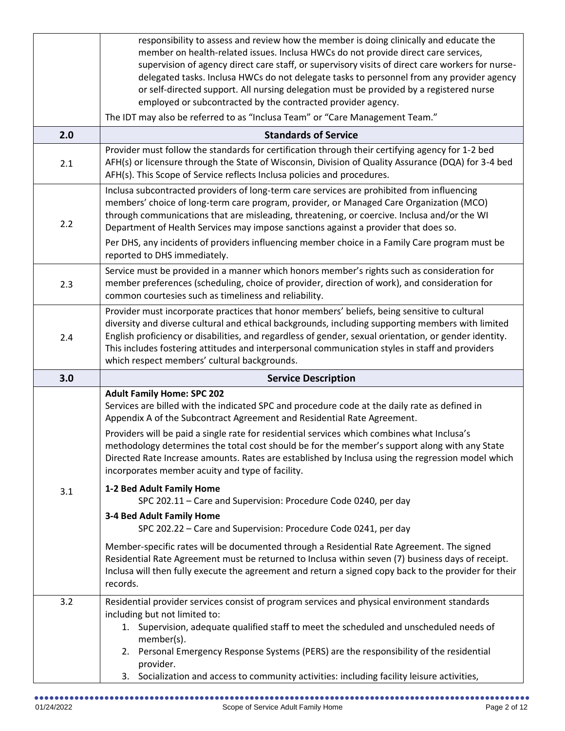| | |
|---|---|
| | responsibility to assess and review how the member is doing clinically and educate the member on health-related issues. Inclusa HWCs do not provide direct care services, supervision of agency direct care staff, or supervisory visits of direct care workers for nurse-delegated tasks. Inclusa HWCs do not delegate tasks to personnel from any provider agency or self-directed support. All nursing delegation must be provided by a registered nurse employed or subcontracted by the contracted provider agency.<br><br>The IDT may also be referred to as "Inclusa Team" or "Care Management Team." |
| **2.0** | **Standards of Service** |
| 2.1 | Provider must follow the standards for certification through their certifying agency for 1-2 bed AFH(s) or licensure through the State of Wisconsin, Division of Quality Assurance (DQA) for 3-4 bed AFH(s). This Scope of Service reflects Inclusa policies and procedures. |
| 2.2 | Inclusa subcontracted providers of long-term care services are prohibited from influencing members' choice of long-term care program, provider, or Managed Care Organization (MCO) through communications that are misleading, threatening, or coercive. Inclusa and/or the WI Department of Health Services may impose sanctions against a provider that does so.<br><br>Per DHS, any incidents of providers influencing member choice in a Family Care program must be reported to DHS immediately. |
| 2.3 | Service must be provided in a manner which honors member's rights such as consideration for member preferences (scheduling, choice of provider, direction of work), and consideration for common courtesies such as timeliness and reliability. |
| 2.4 | Provider must incorporate practices that honor members' beliefs, being sensitive to cultural diversity and diverse cultural and ethical backgrounds, including supporting members with limited English proficiency or disabilities, and regardless of gender, sexual orientation, or gender identity. This includes fostering attitudes and interpersonal communication styles in staff and providers which respect members' cultural backgrounds. |
| **3.0** | **Service Description** |
| 3.1 | **Adult Family Home: SPC 202**<br>Services are billed with the indicated SPC and procedure code at the daily rate as defined in Appendix A of the Subcontract Agreement and Residential Rate Agreement.<br><br>Providers will be paid a single rate for residential services which combines what Inclusa's methodology determines the total cost should be for the member's support along with any State Directed Rate Increase amounts. Rates are established by Inclusa using the regression model which incorporates member acuity and type of facility.<br><br>**1-2 Bed Adult Family Home**<br>SPC 202.11 – Care and Supervision: Procedure Code 0240, per day<br><br>**3-4 Bed Adult Family Home**<br>SPC 202.22 – Care and Supervision: Procedure Code 0241, per day<br><br>Member-specific rates will be documented through a Residential Rate Agreement. The signed Residential Rate Agreement must be returned to Inclusa within seven (7) business days of receipt. Inclusa will then fully execute the agreement and return a signed copy back to the provider for their records. |
| 3.2 | Residential provider services consist of program services and physical environment standards including but not limited to:<br>1. Supervision, adequate qualified staff to meet the scheduled and unscheduled needs of member(s).<br>2. Personal Emergency Response Systems (PERS) are the responsibility of the residential provider.<br>3. Socialization and access to community activities: including facility leisure activities, |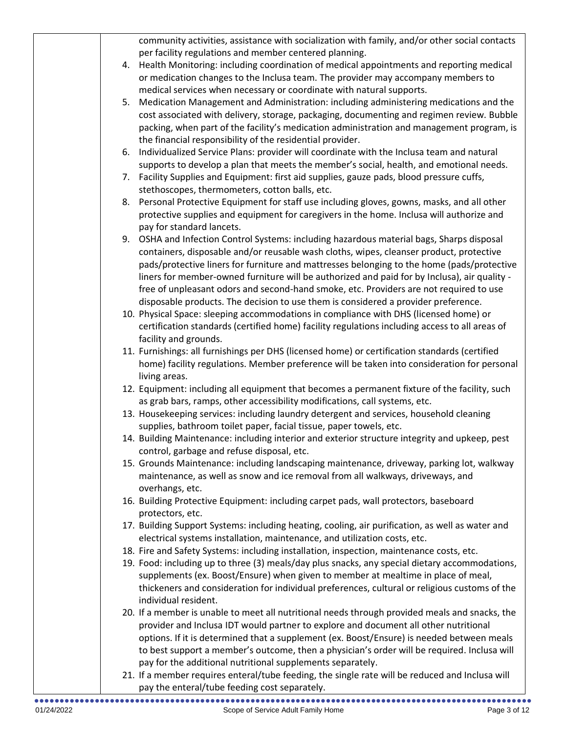community activities, assistance with socialization with family, and/or other social contacts per facility regulations and member centered planning.

4. Health Monitoring: including coordination of medical appointments and reporting medical or medication changes to the Inclusa team. The provider may accompany members to medical services when necessary or coordinate with natural supports.
5. Medication Management and Administration: including administering medications and the cost associated with delivery, storage, packaging, documenting and regimen review. Bubble packing, when part of the facility's medication administration and management program, is the financial responsibility of the residential provider.
6. Individualized Service Plans: provider will coordinate with the Inclusa team and natural supports to develop a plan that meets the member's social, health, and emotional needs.
7. Facility Supplies and Equipment: first aid supplies, gauze pads, blood pressure cuffs, stethoscopes, thermometers, cotton balls, etc.
8. Personal Protective Equipment for staff use including gloves, gowns, masks, and all other protective supplies and equipment for caregivers in the home. Inclusa will authorize and pay for standard lancets.
9. OSHA and Infection Control Systems: including hazardous material bags, Sharps disposal containers, disposable and/or reusable wash cloths, wipes, cleanser product, protective pads/protective liners for furniture and mattresses belonging to the home (pads/protective liners for member-owned furniture will be authorized and paid for by Inclusa), air quality - free of unpleasant odors and second-hand smoke, etc. Providers are not required to use disposable products. The decision to use them is considered a provider preference.
10. Physical Space: sleeping accommodations in compliance with DHS (licensed home) or certification standards (certified home) facility regulations including access to all areas of facility and grounds.
11. Furnishings: all furnishings per DHS (licensed home) or certification standards (certified home) facility regulations. Member preference will be taken into consideration for personal living areas.
12. Equipment: including all equipment that becomes a permanent fixture of the facility, such as grab bars, ramps, other accessibility modifications, call systems, etc.
13. Housekeeping services: including laundry detergent and services, household cleaning supplies, bathroom toilet paper, facial tissue, paper towels, etc.
14. Building Maintenance: including interior and exterior structure integrity and upkeep, pest control, garbage and refuse disposal, etc.
15. Grounds Maintenance: including landscaping maintenance, driveway, parking lot, walkway maintenance, as well as snow and ice removal from all walkways, driveways, and overhangs, etc.
16. Building Protective Equipment: including carpet pads, wall protectors, baseboard protectors, etc.
17. Building Support Systems: including heating, cooling, air purification, as well as water and electrical systems installation, maintenance, and utilization costs, etc.
18. Fire and Safety Systems: including installation, inspection, maintenance costs, etc.
19. Food: including up to three (3) meals/day plus snacks, any special dietary accommodations, supplements (ex. Boost/Ensure) when given to member at mealtime in place of meal, thickeners and consideration for individual preferences, cultural or religious customs of the individual resident.
20. If a member is unable to meet all nutritional needs through provided meals and snacks, the provider and Inclusa IDT would partner to explore and document all other nutritional options. If it is determined that a supplement (ex. Boost/Ensure) is needed between meals to best support a member's outcome, then a physician's order will be required. Inclusa will pay for the additional nutritional supplements separately.
21. If a member requires enteral/tube feeding, the single rate will be reduced and Inclusa will pay the enteral/tube feeding cost separately.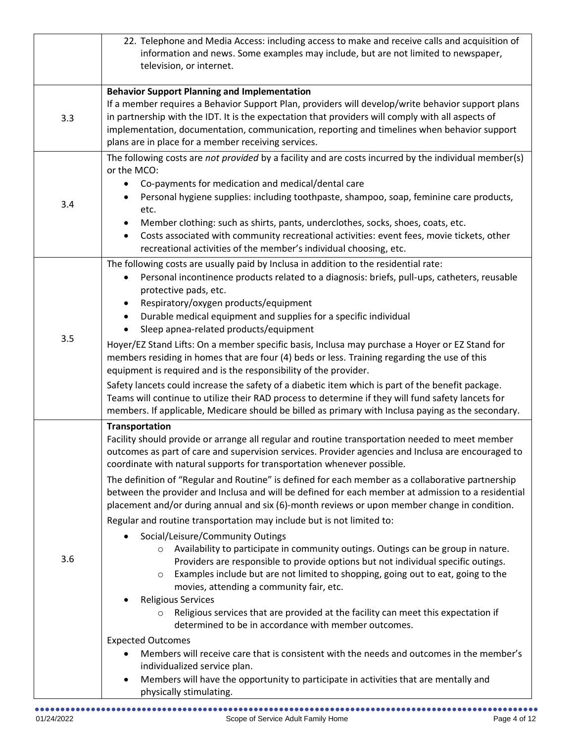| | |
|---|---|
| | 22. Telephone and Media Access: including access to make and receive calls and acquisition of information and news. Some examples may include, but are not limited to newspaper, television, or internet. |
| 3.3 | **Behavior Support Planning and Implementation**<br>If a member requires a Behavior Support Plan, providers will develop/write behavior support plans in partnership with the IDT. It is the expectation that providers will comply with all aspects of implementation, documentation, communication, reporting and timelines when behavior support plans are in place for a member receiving services. |
| 3.4 | The following costs are *not provided* by a facility and are costs incurred by the individual member(s) or the MCO:<br>• Co-payments for medication and medical/dental care<br>• Personal hygiene supplies: including toothpaste, shampoo, soap, feminine care products, etc.<br>• Member clothing: such as shirts, pants, underclothes, socks, shoes, coats, etc.<br>• Costs associated with community recreational activities: event fees, movie tickets, other recreational activities of the member's individual choosing, etc. |
| 3.5 | The following costs are usually paid by Inclusa in addition to the residential rate:<br>• Personal incontinence products related to a diagnosis: briefs, pull-ups, catheters, reusable protective pads, etc.<br>• Respiratory/oxygen products/equipment<br>• Durable medical equipment and supplies for a specific individual<br>• Sleep apnea-related products/equipment<br><br>Hoyer/EZ Stand Lifts: On a member specific basis, Inclusa may purchase a Hoyer or EZ Stand for members residing in homes that are four (4) beds or less. Training regarding the use of this equipment is required and is the responsibility of the provider.<br><br>Safety lancets could increase the safety of a diabetic item which is part of the benefit package. Teams will continue to utilize their RAD process to determine if they will fund safety lancets for members. If applicable, Medicare should be billed as primary with Inclusa paying as the secondary. |
| 3.6 | **Transportation**<br>Facility should provide or arrange all regular and routine transportation needed to meet member outcomes as part of care and supervision services. Provider agencies and Inclusa are encouraged to coordinate with natural supports for transportation whenever possible.<br><br>The definition of "Regular and Routine" is defined for each member as a collaborative partnership between the provider and Inclusa and will be defined for each member at admission to a residential placement and/or during annual and six (6)-month reviews or upon member change in condition.<br><br>Regular and routine transportation may include but is not limited to:<br>• Social/Leisure/Community Outings<br>&nbsp;&nbsp;&nbsp;&nbsp;○ Availability to participate in community outings. Outings can be group in nature. Providers are responsible to provide options but not individual specific outings.<br>&nbsp;&nbsp;&nbsp;&nbsp;○ Examples include but are not limited to shopping, going out to eat, going to the movies, attending a community fair, etc.<br>• Religious Services<br>&nbsp;&nbsp;&nbsp;&nbsp;○ Religious services that are provided at the facility can meet this expectation if determined to be in accordance with member outcomes.<br><br>Expected Outcomes<br>• Members will receive care that is consistent with the needs and outcomes in the member's individualized service plan.<br>• Members will have the opportunity to participate in activities that are mentally and physically stimulating. |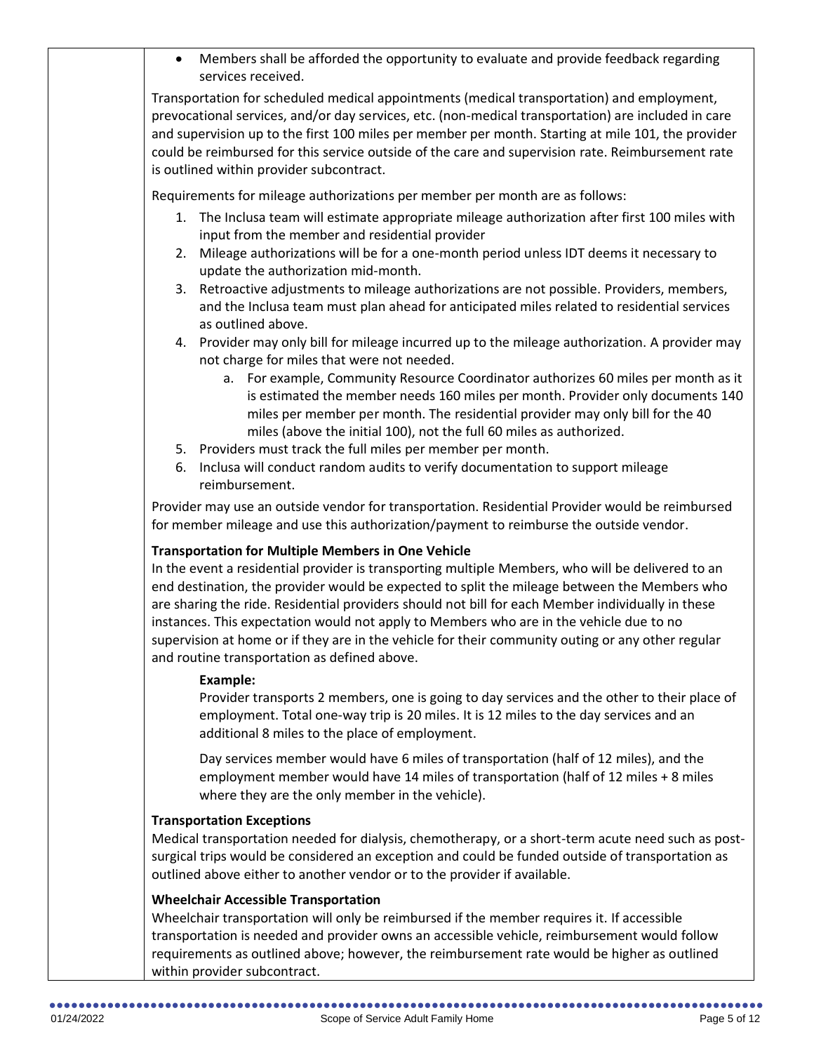- Members shall be afforded the opportunity to evaluate and provide feedback regarding services received.

Transportation for scheduled medical appointments (medical transportation) and employment, prevocational services, and/or day services, etc. (non-medical transportation) are included in care and supervision up to the first 100 miles per member per month. Starting at mile 101, the provider could be reimbursed for this service outside of the care and supervision rate. Reimbursement rate is outlined within provider subcontract.

Requirements for mileage authorizations per member per month are as follows:

1. The Inclusa team will estimate appropriate mileage authorization after first 100 miles with input from the member and residential provider
2. Mileage authorizations will be for a one-month period unless IDT deems it necessary to update the authorization mid-month.
3. Retroactive adjustments to mileage authorizations are not possible. Providers, members, and the Inclusa team must plan ahead for anticipated miles related to residential services as outlined above.
4. Provider may only bill for mileage incurred up to the mileage authorization. A provider may not charge for miles that were not needed.
   a. For example, Community Resource Coordinator authorizes 60 miles per month as it is estimated the member needs 160 miles per month. Provider only documents 140 miles per member per month. The residential provider may only bill for the 40 miles (above the initial 100), not the full 60 miles as authorized.
5. Providers must track the full miles per member per month.
6. Inclusa will conduct random audits to verify documentation to support mileage reimbursement.

Provider may use an outside vendor for transportation. Residential Provider would be reimbursed for member mileage and use this authorization/payment to reimburse the outside vendor.

**Transportation for Multiple Members in One Vehicle**

In the event a residential provider is transporting multiple Members, who will be delivered to an end destination, the provider would be expected to split the mileage between the Members who are sharing the ride. Residential providers should not bill for each Member individually in these instances. This expectation would not apply to Members who are in the vehicle due to no supervision at home or if they are in the vehicle for their community outing or any other regular and routine transportation as defined above.

**Example:**

Provider transports 2 members, one is going to day services and the other to their place of employment. Total one-way trip is 20 miles. It is 12 miles to the day services and an additional 8 miles to the place of employment.

Day services member would have 6 miles of transportation (half of 12 miles), and the employment member would have 14 miles of transportation (half of 12 miles + 8 miles where they are the only member in the vehicle).

**Transportation Exceptions**

Medical transportation needed for dialysis, chemotherapy, or a short-term acute need such as post-surgical trips would be considered an exception and could be funded outside of transportation as outlined above either to another vendor or to the provider if available.

**Wheelchair Accessible Transportation**

Wheelchair transportation will only be reimbursed if the member requires it. If accessible transportation is needed and provider owns an accessible vehicle, reimbursement would follow requirements as outlined above; however, the reimbursement rate would be higher as outlined within provider subcontract.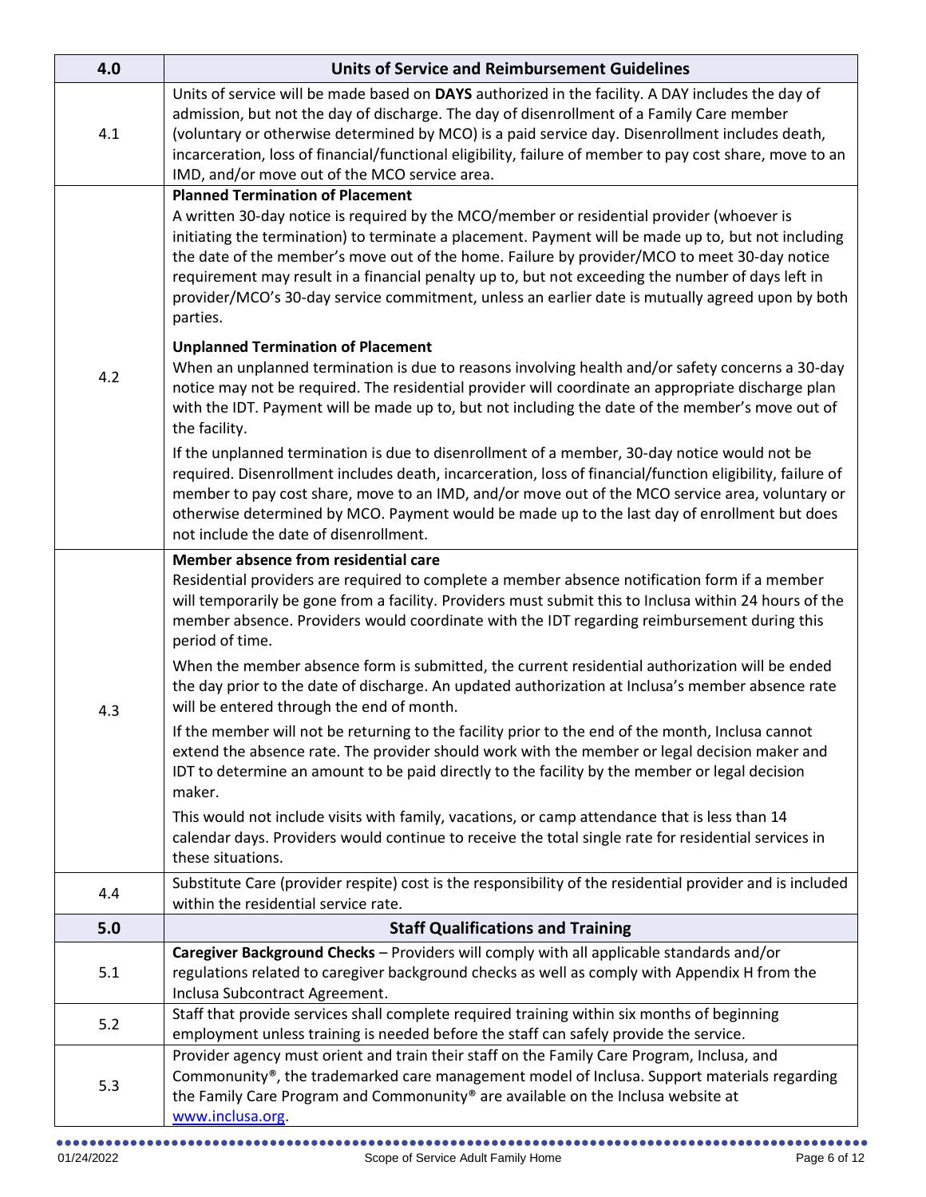| 4.0 | Units of Service and Reimbursement Guidelines |
|---|---|
| 4.1 | Units of service will be made based on **DAYS** authorized in the facility. A DAY includes the day of admission, but not the day of discharge. The day of disenrollment of a Family Care member (voluntary or otherwise determined by MCO) is a paid service day. Disenrollment includes death, incarceration, loss of financial/functional eligibility, failure of member to pay cost share, move to an IMD, and/or move out of the MCO service area. |
| 4.2 | **Planned Termination of Placement**<br>A written 30-day notice is required by the MCO/member or residential provider (whoever is initiating the termination) to terminate a placement. Payment will be made up to, but not including the date of the member's move out of the home. Failure by provider/MCO to meet 30-day notice requirement may result in a financial penalty up to, but not exceeding the number of days left in provider/MCO's 30-day service commitment, unless an earlier date is mutually agreed upon by both parties.<br><br>**Unplanned Termination of Placement**<br>When an unplanned termination is due to reasons involving health and/or safety concerns a 30-day notice may not be required. The residential provider will coordinate an appropriate discharge plan with the IDT. Payment will be made up to, but not including the date of the member's move out of the facility.<br><br>If the unplanned termination is due to disenrollment of a member, 30-day notice would not be required. Disenrollment includes death, incarceration, loss of financial/function eligibility, failure of member to pay cost share, move to an IMD, and/or move out of the MCO service area, voluntary or otherwise determined by MCO. Payment would be made up to the last day of enrollment but does not include the date of disenrollment. |
| 4.3 | **Member absence from residential care**<br>Residential providers are required to complete a member absence notification form if a member will temporarily be gone from a facility. Providers must submit this to Inclusa within 24 hours of the member absence. Providers would coordinate with the IDT regarding reimbursement during this period of time.<br><br>When the member absence form is submitted, the current residential authorization will be ended the day prior to the date of discharge. An updated authorization at Inclusa's member absence rate will be entered through the end of month.<br><br>If the member will not be returning to the facility prior to the end of the month, Inclusa cannot extend the absence rate. The provider should work with the member or legal decision maker and IDT to determine an amount to be paid directly to the facility by the member or legal decision maker.<br><br>This would not include visits with family, vacations, or camp attendance that is less than 14 calendar days. Providers would continue to receive the total single rate for residential services in these situations. |
| 4.4 | Substitute Care (provider respite) cost is the responsibility of the residential provider and is included within the residential service rate. |
| **5.0** | **Staff Qualifications and Training** |
| 5.1 | **Caregiver Background Checks** – Providers will comply with all applicable standards and/or regulations related to caregiver background checks as well as comply with Appendix H from the Inclusa Subcontract Agreement. |
| 5.2 | Staff that provide services shall complete required training within six months of beginning employment unless training is needed before the staff can safely provide the service. |
| 5.3 | Provider agency must orient and train their staff on the Family Care Program, Inclusa, and Commonunity®, the trademarked care management model of Inclusa. Support materials regarding the Family Care Program and Commonunity® are available on the Inclusa website at www.inclusa.org. |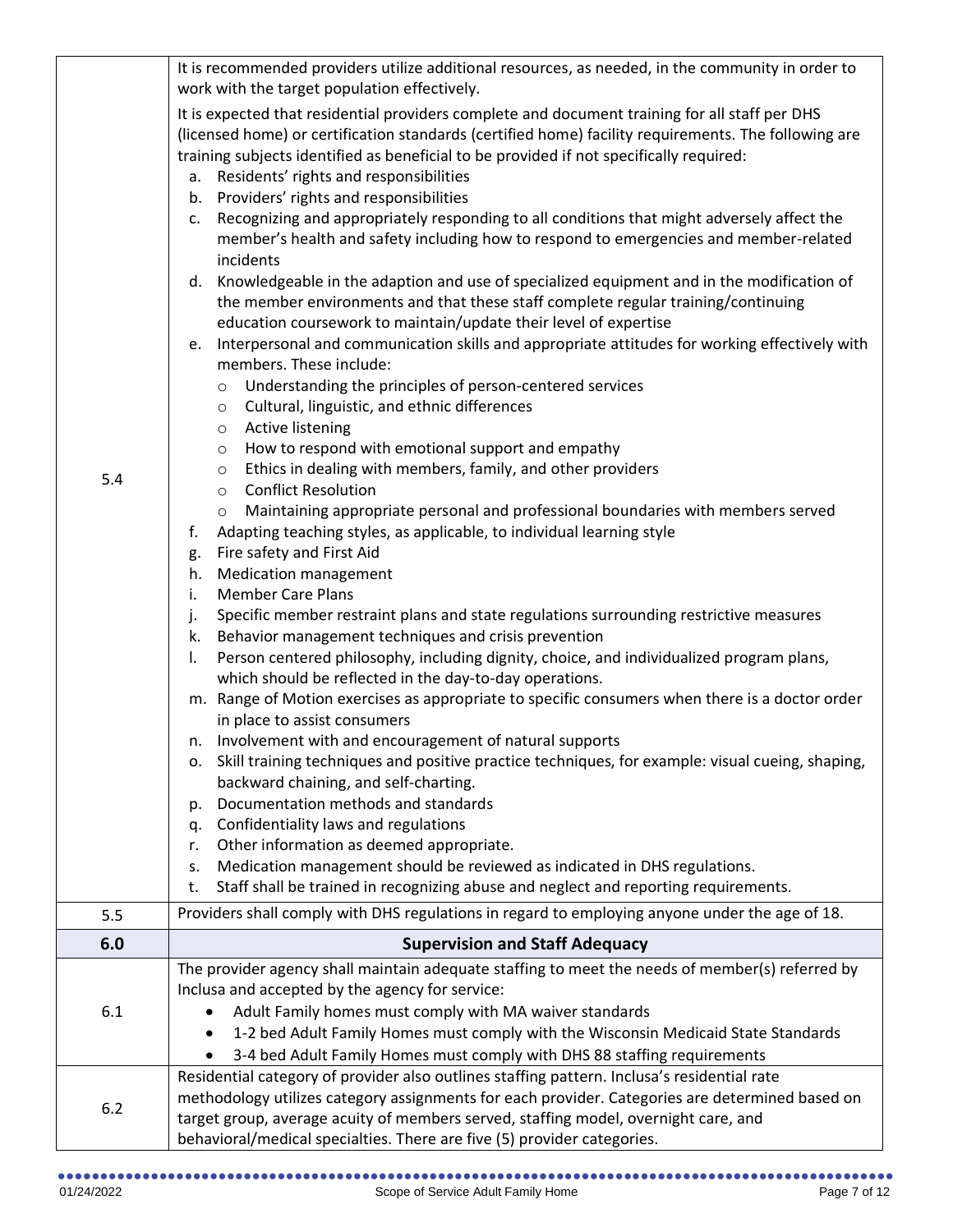| | |
|---|---|
| 5.4 | It is recommended providers utilize additional resources, as needed, in the community in order to work with the target population effectively.<br><br>It is expected that residential providers complete and document training for all staff per DHS (licensed home) or certification standards (certified home) facility requirements. The following are training subjects identified as beneficial to be provided if not specifically required:<br>a. Residents' rights and responsibilities<br>b. Providers' rights and responsibilities<br>c. Recognizing and appropriately responding to all conditions that might adversely affect the member's health and safety including how to respond to emergencies and member-related incidents<br>d. Knowledgeable in the adaption and use of specialized equipment and in the modification of the member environments and that these staff complete regular training/continuing education coursework to maintain/update their level of expertise<br>e. Interpersonal and communication skills and appropriate attitudes for working effectively with members. These include:<br>&nbsp;&nbsp;&nbsp;&nbsp;o Understanding the principles of person-centered services<br>&nbsp;&nbsp;&nbsp;&nbsp;o Cultural, linguistic, and ethnic differences<br>&nbsp;&nbsp;&nbsp;&nbsp;o Active listening<br>&nbsp;&nbsp;&nbsp;&nbsp;o How to respond with emotional support and empathy<br>&nbsp;&nbsp;&nbsp;&nbsp;o Ethics in dealing with members, family, and other providers<br>&nbsp;&nbsp;&nbsp;&nbsp;o Conflict Resolution<br>&nbsp;&nbsp;&nbsp;&nbsp;o Maintaining appropriate personal and professional boundaries with members served<br>f. Adapting teaching styles, as applicable, to individual learning style<br>g. Fire safety and First Aid<br>h. Medication management<br>i. Member Care Plans<br>j. Specific member restraint plans and state regulations surrounding restrictive measures<br>k. Behavior management techniques and crisis prevention<br>l. Person centered philosophy, including dignity, choice, and individualized program plans, which should be reflected in the day-to-day operations.<br>m. Range of Motion exercises as appropriate to specific consumers when there is a doctor order in place to assist consumers<br>n. Involvement with and encouragement of natural supports<br>o. Skill training techniques and positive practice techniques, for example: visual cueing, shaping, backward chaining, and self-charting.<br>p. Documentation methods and standards<br>q. Confidentiality laws and regulations<br>r. Other information as deemed appropriate.<br>s. Medication management should be reviewed as indicated in DHS regulations.<br>t. Staff shall be trained in recognizing abuse and neglect and reporting requirements. |
| 5.5 | Providers shall comply with DHS regulations in regard to employing anyone under the age of 18. |
| **6.0** | **Supervision and Staff Adequacy** |
| 6.1 | The provider agency shall maintain adequate staffing to meet the needs of member(s) referred by Inclusa and accepted by the agency for service:<br>• Adult Family homes must comply with MA waiver standards<br>• 1-2 bed Adult Family Homes must comply with the Wisconsin Medicaid State Standards<br>• 3-4 bed Adult Family Homes must comply with DHS 88 staffing requirements |
| 6.2 | Residential category of provider also outlines staffing pattern. Inclusa's residential rate methodology utilizes category assignments for each provider. Categories are determined based on target group, average acuity of members served, staffing model, overnight care, and behavioral/medical specialties. There are five (5) provider categories. |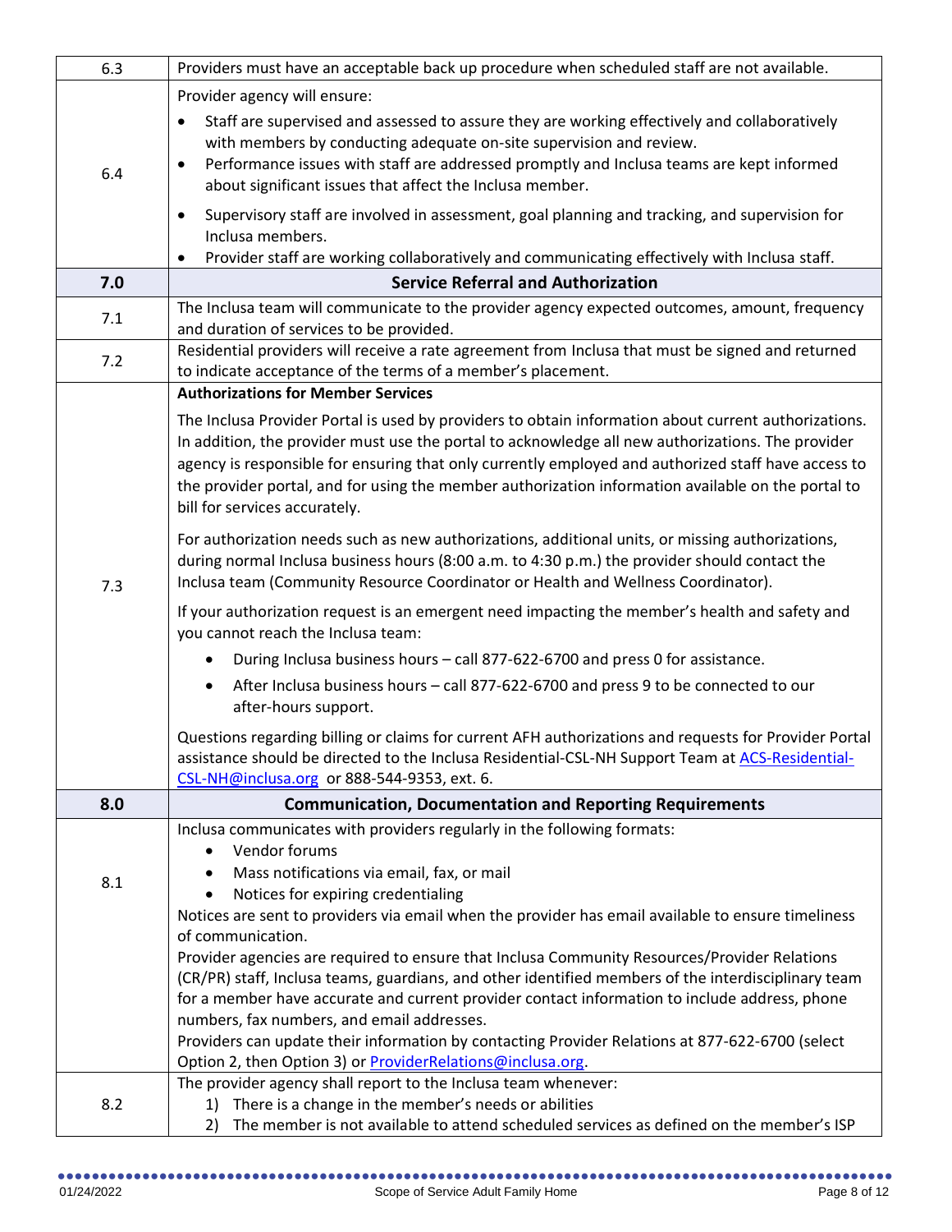| | |
|---|---|
| 6.3 | Providers must have an acceptable back up procedure when scheduled staff are not available. |
| 6.4 | Provider agency will ensure:<br>• Staff are supervised and assessed to assure they are working effectively and collaboratively with members by conducting adequate on-site supervision and review.<br>• Performance issues with staff are addressed promptly and Inclusa teams are kept informed about significant issues that affect the Inclusa member.<br>• Supervisory staff are involved in assessment, goal planning and tracking, and supervision for Inclusa members.<br>• Provider staff are working collaboratively and communicating effectively with Inclusa staff. |
| **7.0** | **Service Referral and Authorization** |
| 7.1 | The Inclusa team will communicate to the provider agency expected outcomes, amount, frequency and duration of services to be provided. |
| 7.2 | Residential providers will receive a rate agreement from Inclusa that must be signed and returned to indicate acceptance of the terms of a member's placement. |
| 7.3 | **Authorizations for Member Services**<br>The Inclusa Provider Portal is used by providers to obtain information about current authorizations. In addition, the provider must use the portal to acknowledge all new authorizations. The provider agency is responsible for ensuring that only currently employed and authorized staff have access to the provider portal, and for using the member authorization information available on the portal to bill for services accurately.<br>For authorization needs such as new authorizations, additional units, or missing authorizations, during normal Inclusa business hours (8:00 a.m. to 4:30 p.m.) the provider should contact the Inclusa team (Community Resource Coordinator or Health and Wellness Coordinator).<br>If your authorization request is an emergent need impacting the member's health and safety and you cannot reach the Inclusa team:<br>• During Inclusa business hours – call 877-622-6700 and press 0 for assistance.<br>• After Inclusa business hours – call 877-622-6700 and press 9 to be connected to our after-hours support.<br>Questions regarding billing or claims for current AFH authorizations and requests for Provider Portal assistance should be directed to the Inclusa Residential-CSL-NH Support Team at ACS-Residential-CSL-NH@inclusa.org or 888-544-9353, ext. 6. |
| **8.0** | **Communication, Documentation and Reporting Requirements** |
| 8.1 | Inclusa communicates with providers regularly in the following formats:<br>• Vendor forums<br>• Mass notifications via email, fax, or mail<br>• Notices for expiring credentialing<br>Notices are sent to providers via email when the provider has email available to ensure timeliness of communication.<br>Provider agencies are required to ensure that Inclusa Community Resources/Provider Relations (CR/PR) staff, Inclusa teams, guardians, and other identified members of the interdisciplinary team for a member have accurate and current provider contact information to include address, phone numbers, fax numbers, and email addresses.<br>Providers can update their information by contacting Provider Relations at 877-622-6700 (select Option 2, then Option 3) or ProviderRelations@inclusa.org. |
| 8.2 | The provider agency shall report to the Inclusa team whenever:<br>1) There is a change in the member's needs or abilities<br>2) The member is not available to attend scheduled services as defined on the member's ISP |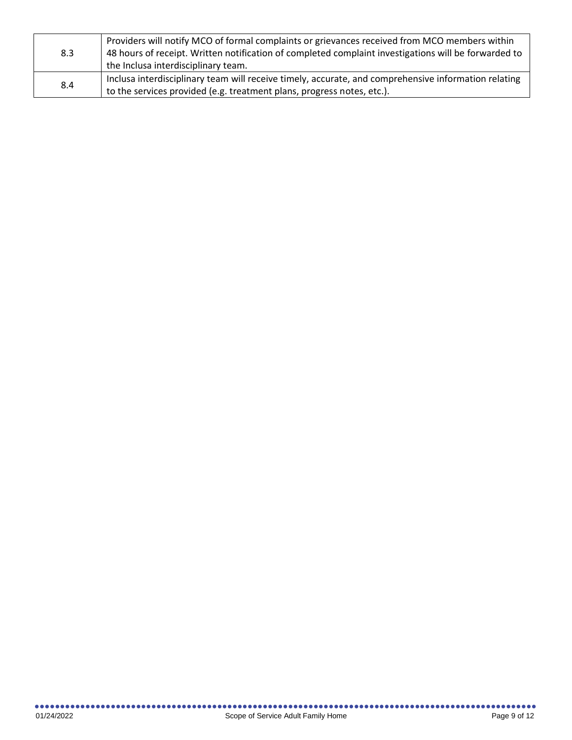| | |
|---|---|
| 8.3 | Providers will notify MCO of formal complaints or grievances received from MCO members within 48 hours of receipt. Written notification of completed complaint investigations will be forwarded to the Inclusa interdisciplinary team. |
| 8.4 | Inclusa interdisciplinary team will receive timely, accurate, and comprehensive information relating to the services provided (e.g. treatment plans, progress notes, etc.). |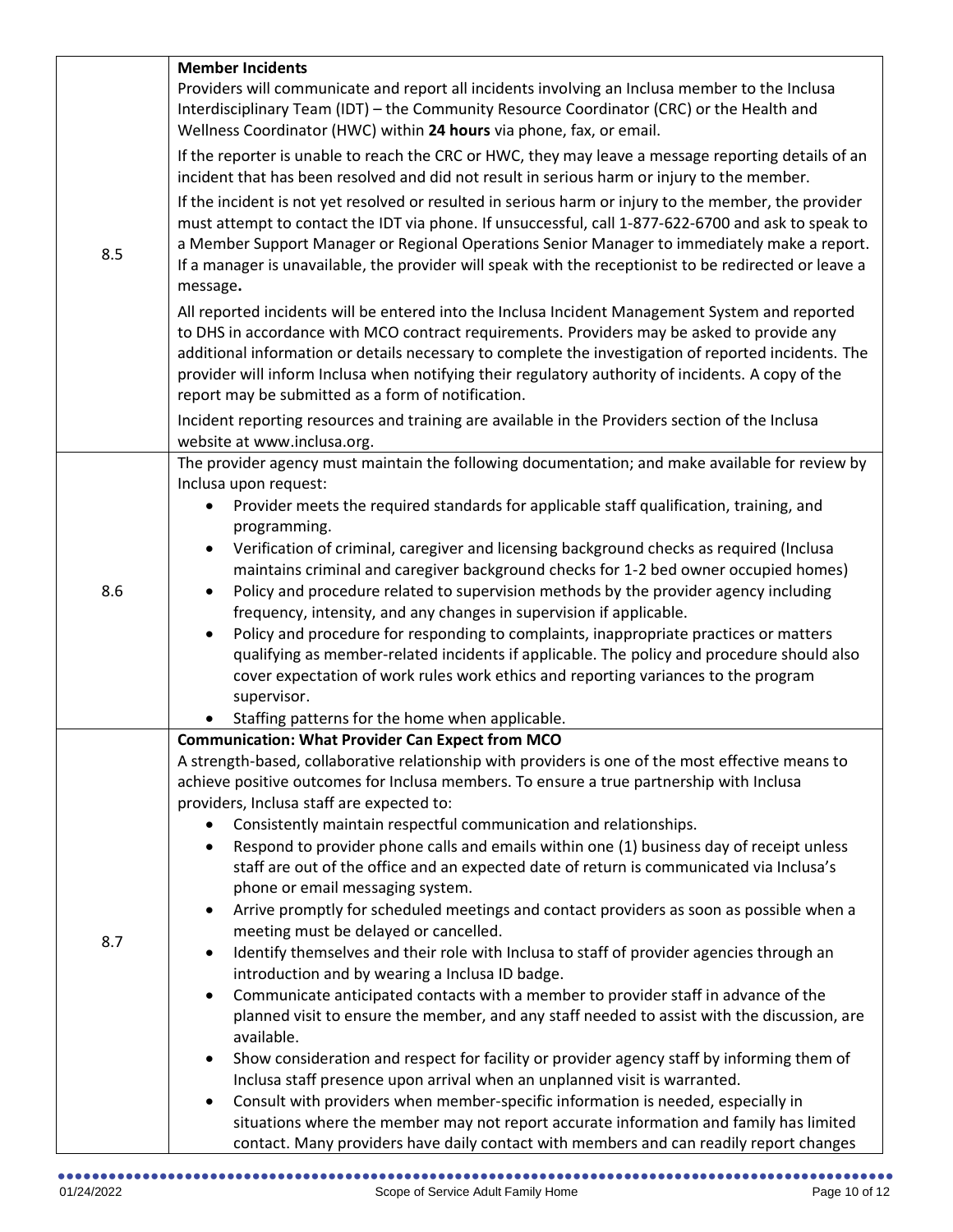| | |
|---|---|
| 8.5 | **Member Incidents**<br>Providers will communicate and report all incidents involving an Inclusa member to the Inclusa Interdisciplinary Team (IDT) – the Community Resource Coordinator (CRC) or the Health and Wellness Coordinator (HWC) within **24 hours** via phone, fax, or email.<br><br>If the reporter is unable to reach the CRC or HWC, they may leave a message reporting details of an incident that has been resolved and did not result in serious harm or injury to the member.<br><br>If the incident is not yet resolved or resulted in serious harm or injury to the member, the provider must attempt to contact the IDT via phone. If unsuccessful, call 1-877-622-6700 and ask to speak to a Member Support Manager or Regional Operations Senior Manager to immediately make a report. If a manager is unavailable, the provider will speak with the receptionist to be redirected or leave a message.<br><br>All reported incidents will be entered into the Inclusa Incident Management System and reported to DHS in accordance with MCO contract requirements. Providers may be asked to provide any additional information or details necessary to complete the investigation of reported incidents. The provider will inform Inclusa when notifying their regulatory authority of incidents. A copy of the report may be submitted as a form of notification.<br><br>Incident reporting resources and training are available in the Providers section of the Inclusa website at www.inclusa.org. |
| 8.6 | The provider agency must maintain the following documentation; and make available for review by Inclusa upon request:<br>• Provider meets the required standards for applicable staff qualification, training, and programming.<br>• Verification of criminal, caregiver and licensing background checks as required (Inclusa maintains criminal and caregiver background checks for 1-2 bed owner occupied homes)<br>• Policy and procedure related to supervision methods by the provider agency including frequency, intensity, and any changes in supervision if applicable.<br>• Policy and procedure for responding to complaints, inappropriate practices or matters qualifying as member-related incidents if applicable. The policy and procedure should also cover expectation of work rules work ethics and reporting variances to the program supervisor.<br>• Staffing patterns for the home when applicable. |
| 8.7 | **Communication: What Provider Can Expect from MCO**<br>A strength-based, collaborative relationship with providers is one of the most effective means to achieve positive outcomes for Inclusa members. To ensure a true partnership with Inclusa providers, Inclusa staff are expected to:<br>• Consistently maintain respectful communication and relationships.<br>• Respond to provider phone calls and emails within one (1) business day of receipt unless staff are out of the office and an expected date of return is communicated via Inclusa's phone or email messaging system.<br>• Arrive promptly for scheduled meetings and contact providers as soon as possible when a meeting must be delayed or cancelled.<br>• Identify themselves and their role with Inclusa to staff of provider agencies through an introduction and by wearing a Inclusa ID badge.<br>• Communicate anticipated contacts with a member to provider staff in advance of the planned visit to ensure the member, and any staff needed to assist with the discussion, are available.<br>• Show consideration and respect for facility or provider agency staff by informing them of Inclusa staff presence upon arrival when an unplanned visit is warranted.<br>• Consult with providers when member-specific information is needed, especially in situations where the member may not report accurate information and family has limited contact. Many providers have daily contact with members and can readily report changes |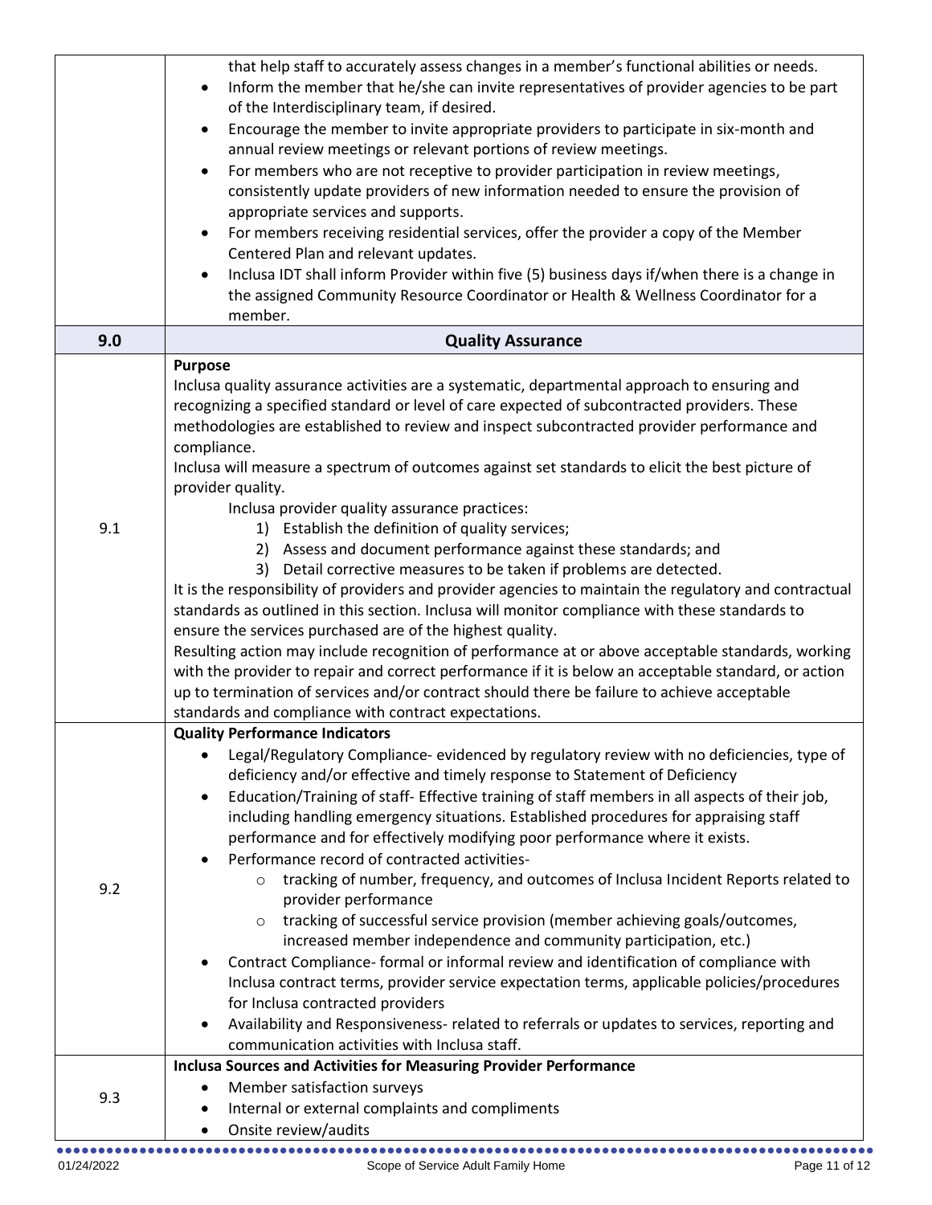| | |
|---|---|
| | that help staff to accurately assess changes in a member's functional abilities or needs.<br>• Inform the member that he/she can invite representatives of provider agencies to be part of the Interdisciplinary team, if desired.<br>• Encourage the member to invite appropriate providers to participate in six-month and annual review meetings or relevant portions of review meetings.<br>• For members who are not receptive to provider participation in review meetings, consistently update providers of new information needed to ensure the provision of appropriate services and supports.<br>• For members receiving residential services, offer the provider a copy of the Member Centered Plan and relevant updates.<br>• Inclusa IDT shall inform Provider within five (5) business days if/when there is a change in the assigned Community Resource Coordinator or Health & Wellness Coordinator for a member. |
| **9.0** | **Quality Assurance** |
| 9.1 | **Purpose**<br>Inclusa quality assurance activities are a systematic, departmental approach to ensuring and recognizing a specified standard or level of care expected of subcontracted providers. These methodologies are established to review and inspect subcontracted provider performance and compliance.<br>Inclusa will measure a spectrum of outcomes against set standards to elicit the best picture of provider quality.<br>Inclusa provider quality assurance practices:<br>1) Establish the definition of quality services;<br>2) Assess and document performance against these standards; and<br>3) Detail corrective measures to be taken if problems are detected.<br>It is the responsibility of providers and provider agencies to maintain the regulatory and contractual standards as outlined in this section. Inclusa will monitor compliance with these standards to ensure the services purchased are of the highest quality.<br>Resulting action may include recognition of performance at or above acceptable standards, working with the provider to repair and correct performance if it is below an acceptable standard, or action up to termination of services and/or contract should there be failure to achieve acceptable standards and compliance with contract expectations. |
| 9.2 | **Quality Performance Indicators**<br>• Legal/Regulatory Compliance- evidenced by regulatory review with no deficiencies, type of deficiency and/or effective and timely response to Statement of Deficiency<br>• Education/Training of staff- Effective training of staff members in all aspects of their job, including handling emergency situations. Established procedures for appraising staff performance and for effectively modifying poor performance where it exists.<br>• Performance record of contracted activities-<br>&nbsp;&nbsp;&nbsp;&nbsp;○ tracking of number, frequency, and outcomes of Inclusa Incident Reports related to provider performance<br>&nbsp;&nbsp;&nbsp;&nbsp;○ tracking of successful service provision (member achieving goals/outcomes, increased member independence and community participation, etc.)<br>• Contract Compliance- formal or informal review and identification of compliance with Inclusa contract terms, provider service expectation terms, applicable policies/procedures for Inclusa contracted providers<br>• Availability and Responsiveness- related to referrals or updates to services, reporting and communication activities with Inclusa staff. |
| 9.3 | **Inclusa Sources and Activities for Measuring Provider Performance**<br>• Member satisfaction surveys<br>• Internal or external complaints and compliments<br>• Onsite review/audits |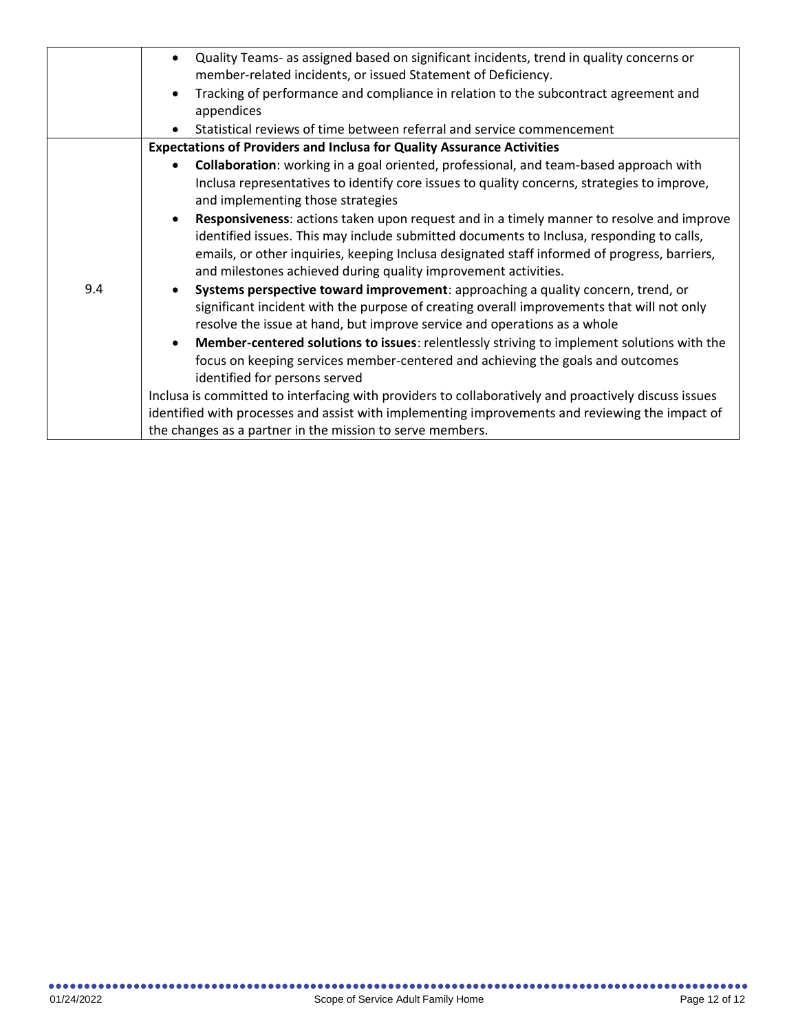| | |
|---|---|
| | • Quality Teams- as assigned based on significant incidents, trend in quality concerns or member-related incidents, or issued Statement of Deficiency.<br>• Tracking of performance and compliance in relation to the subcontract agreement and appendices<br>• Statistical reviews of time between referral and service commencement |
| 9.4 | **Expectations of Providers and Inclusa for Quality Assurance Activities**<br>• **Collaboration**: working in a goal oriented, professional, and team-based approach with Inclusa representatives to identify core issues to quality concerns, strategies to improve, and implementing those strategies<br>• **Responsiveness**: actions taken upon request and in a timely manner to resolve and improve identified issues. This may include submitted documents to Inclusa, responding to calls, emails, or other inquiries, keeping Inclusa designated staff informed of progress, barriers, and milestones achieved during quality improvement activities.<br>• **Systems perspective toward improvement**: approaching a quality concern, trend, or significant incident with the purpose of creating overall improvements that will not only resolve the issue at hand, but improve service and operations as a whole<br>• **Member-centered solutions to issues**: relentlessly striving to implement solutions with the focus on keeping services member-centered and achieving the goals and outcomes identified for persons served<br>Inclusa is committed to interfacing with providers to collaboratively and proactively discuss issues identified with processes and assist with implementing improvements and reviewing the impact of the changes as a partner in the mission to serve members. |